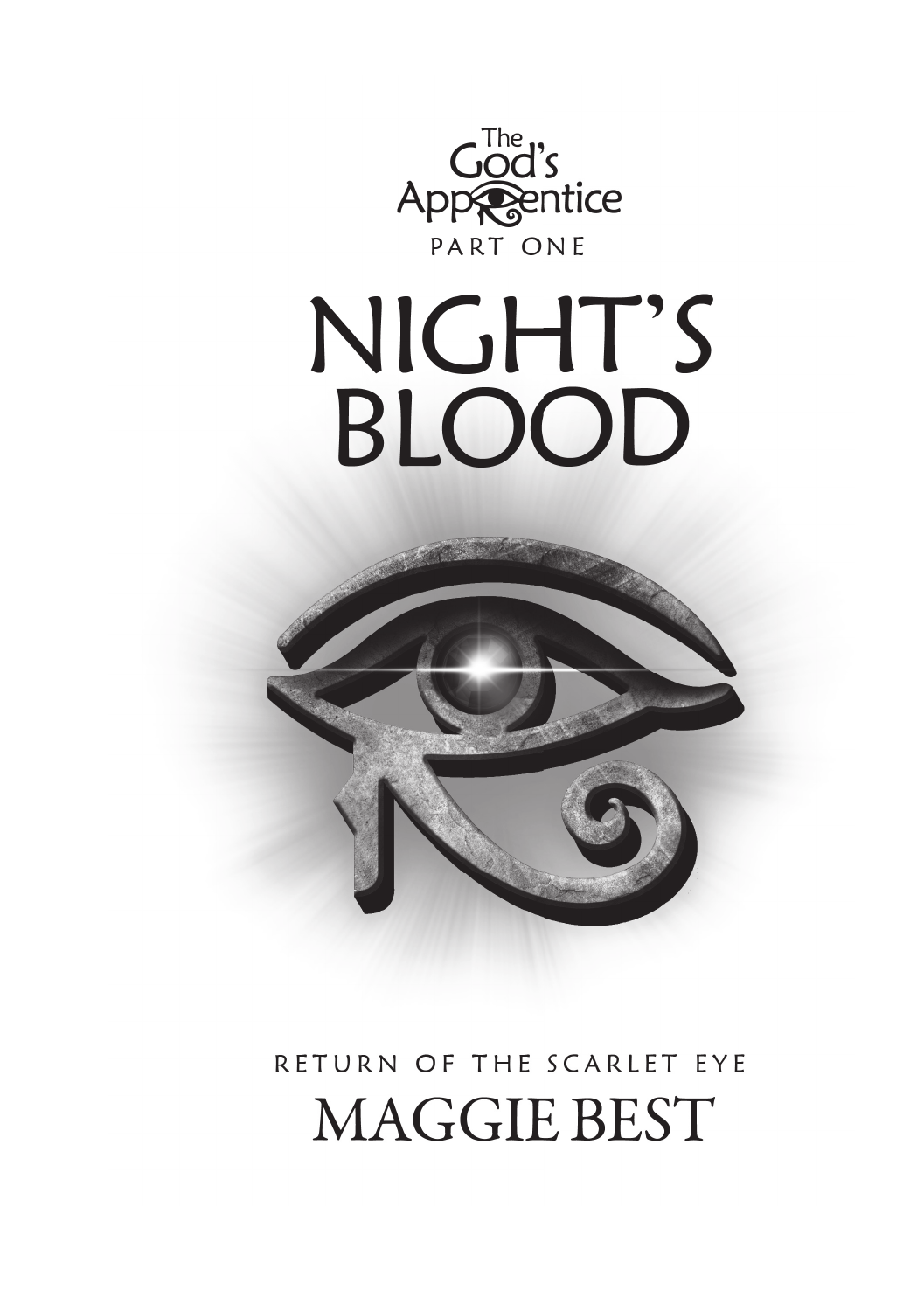The God's Apprentice

PART ONE

# NIGHT'S BLOOD

RETURN OF THE SCARLET EYE

MAGGIE BEST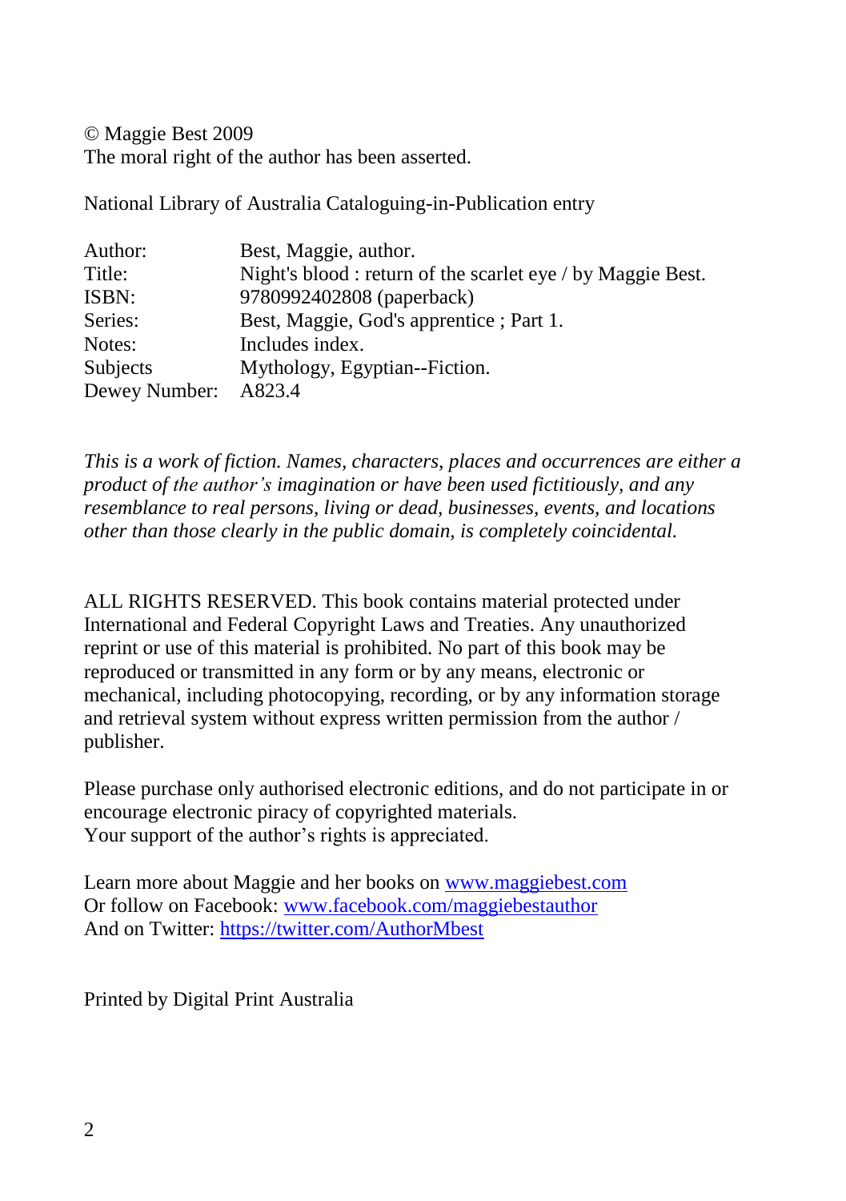© Maggie Best 2009
The moral right of the author has been asserted.

National Library of Australia Cataloguing-in-Publication entry

| | |
|---|---|
| Author: | Best, Maggie, author. |
| Title: | Night's blood : return of the scarlet eye / by Maggie Best. |
| ISBN: | 9780992402808 (paperback) |
| Series: | Best, Maggie, God's apprentice ; Part 1. |
| Notes: | Includes index. |
| Subjects | Mythology, Egyptian--Fiction. |
| Dewey Number: | A823.4 |

*This is a work of fiction. Names, characters, places and occurrences are either a product of the author's imagination or have been used fictitiously, and any resemblance to real persons, living or dead, businesses, events, and locations other than those clearly in the public domain, is completely coincidental.*

ALL RIGHTS RESERVED. This book contains material protected under International and Federal Copyright Laws and Treaties. Any unauthorized reprint or use of this material is prohibited. No part of this book may be reproduced or transmitted in any form or by any means, electronic or mechanical, including photocopying, recording, or by any information storage and retrieval system without express written permission from the author / publisher.

Please purchase only authorised electronic editions, and do not participate in or encourage electronic piracy of copyrighted materials.
Your support of the author's rights is appreciated.

Learn more about Maggie and her books on [www.maggiebest.com](www.maggiebest.com)
Or follow on Facebook: [www.facebook.com/maggiebestauthor](www.facebook.com/maggiebestauthor)
And on Twitter: [https://twitter.com/AuthorMbest](https://twitter.com/AuthorMbest)

Printed by Digital Print Australia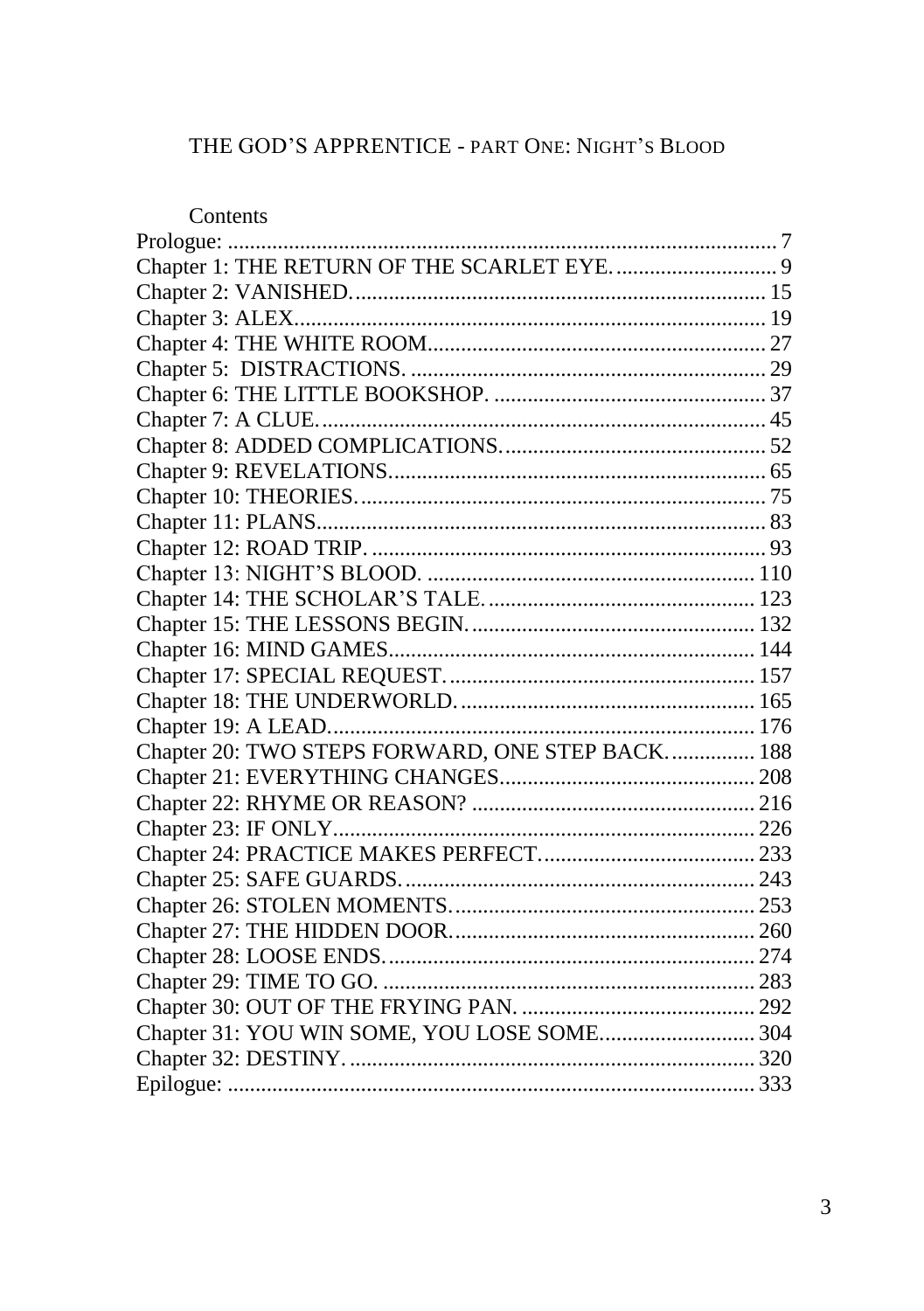THE GOD'S APPRENTICE - PART ONE: NIGHT'S BLOOD

## Contents

| | |
|---|---|
| Prologue: | 7 |
| Chapter 1: THE RETURN OF THE SCARLET EYE. | 9 |
| Chapter 2: VANISHED. | 15 |
| Chapter 3: ALEX. | 19 |
| Chapter 4: THE WHITE ROOM. | 27 |
| Chapter 5: DISTRACTIONS. | 29 |
| Chapter 6: THE LITTLE BOOKSHOP. | 37 |
| Chapter 7: A CLUE. | 45 |
| Chapter 8: ADDED COMPLICATIONS. | 52 |
| Chapter 9: REVELATIONS. | 65 |
| Chapter 10: THEORIES. | 75 |
| Chapter 11: PLANS. | 83 |
| Chapter 12: ROAD TRIP. | 93 |
| Chapter 13: NIGHT'S BLOOD. | 110 |
| Chapter 14: THE SCHOLAR'S TALE. | 123 |
| Chapter 15: THE LESSONS BEGIN. | 132 |
| Chapter 16: MIND GAMES. | 144 |
| Chapter 17: SPECIAL REQUEST. | 157 |
| Chapter 18: THE UNDERWORLD. | 165 |
| Chapter 19: A LEAD. | 176 |
| Chapter 20: TWO STEPS FORWARD, ONE STEP BACK. | 188 |
| Chapter 21: EVERYTHING CHANGES. | 208 |
| Chapter 22: RHYME OR REASON? | 216 |
| Chapter 23: IF ONLY. | 226 |
| Chapter 24: PRACTICE MAKES PERFECT. | 233 |
| Chapter 25: SAFE GUARDS. | 243 |
| Chapter 26: STOLEN MOMENTS. | 253 |
| Chapter 27: THE HIDDEN DOOR. | 260 |
| Chapter 28: LOOSE ENDS. | 274 |
| Chapter 29: TIME TO GO. | 283 |
| Chapter 30: OUT OF THE FRYING PAN. | 292 |
| Chapter 31: YOU WIN SOME, YOU LOSE SOME. | 304 |
| Chapter 32: DESTINY. | 320 |
| Epilogue: | 333 |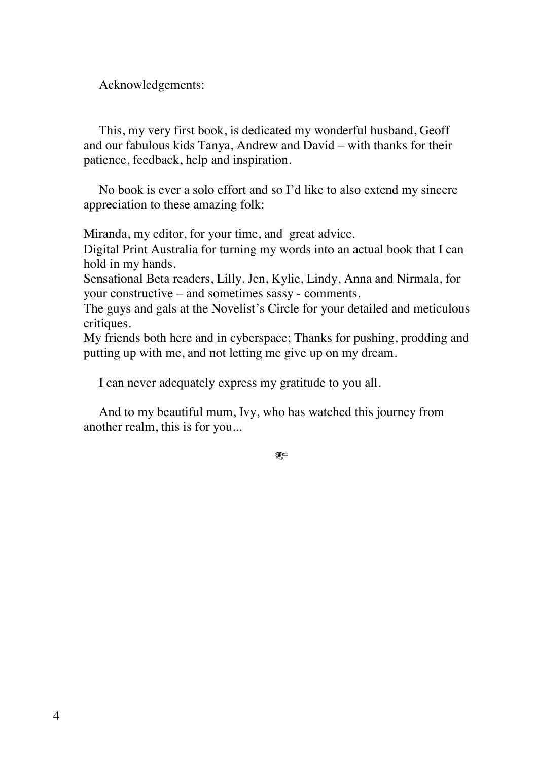Acknowledgements:

This, my very first book, is dedicated my wonderful husband, Geoff and our fabulous kids Tanya, Andrew and David – with thanks for their patience, feedback, help and inspiration.

No book is ever a solo effort and so I'd like to also extend my sincere appreciation to these amazing folk:

Miranda, my editor, for your time, and great advice.
Digital Print Australia for turning my words into an actual book that I can hold in my hands.
Sensational Beta readers, Lilly, Jen, Kylie, Lindy, Anna and Nirmala, for your constructive – and sometimes sassy - comments.
The guys and gals at the Novelist's Circle for your detailed and meticulous critiques.
My friends both here and in cyberspace; Thanks for pushing, prodding and putting up with me, and not letting me give up on my dream.

I can never adequately express my gratitude to you all.

And to my beautiful mum, Ivy, who has watched this journey from another realm, this is for you...

𓂀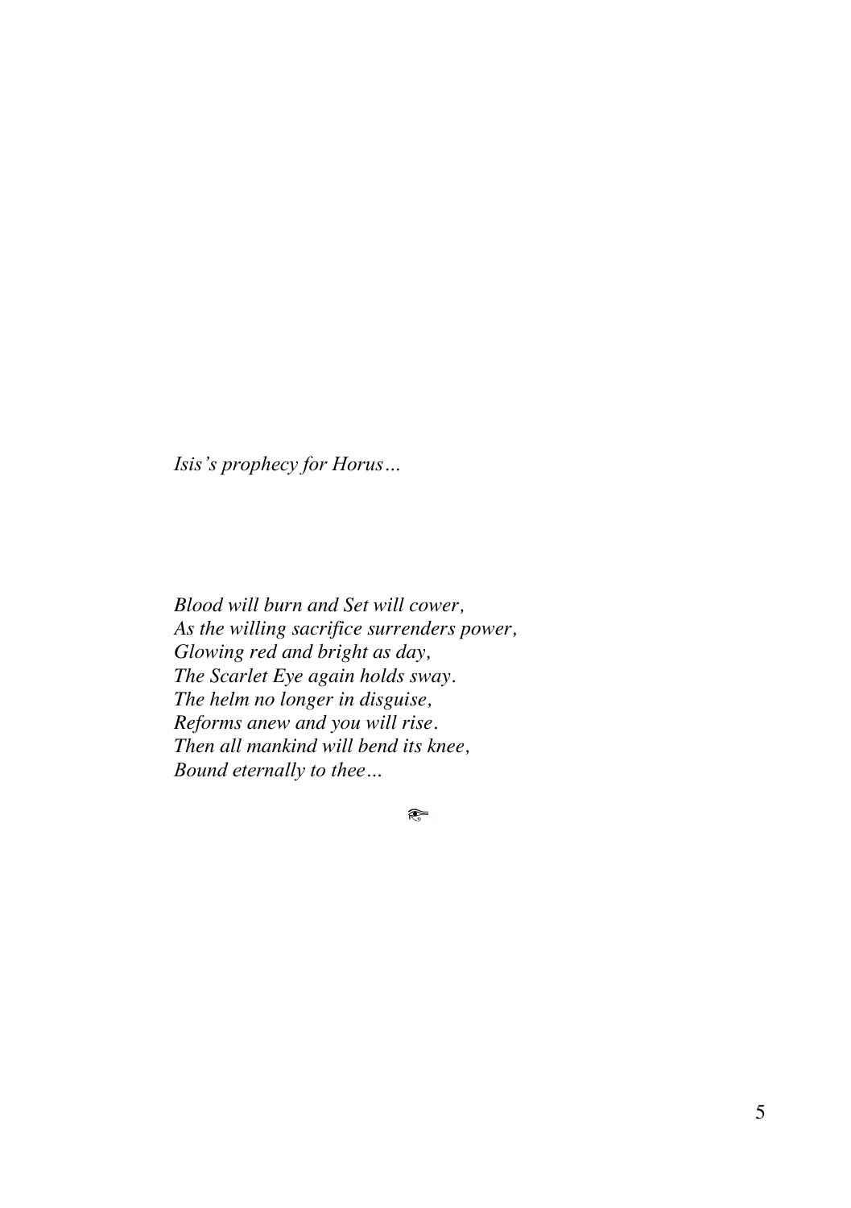*Isis's prophecy for Horus…*

*Blood will burn and Set will cower,*
*As the willing sacrifice surrenders power,*
*Glowing red and bright as day,*
*The Scarlet Eye again holds sway.*
*The helm no longer in disguise,*
*Reforms anew and you will rise.*
*Then all mankind will bend its knee,*
*Bound eternally to thee…*

𓂀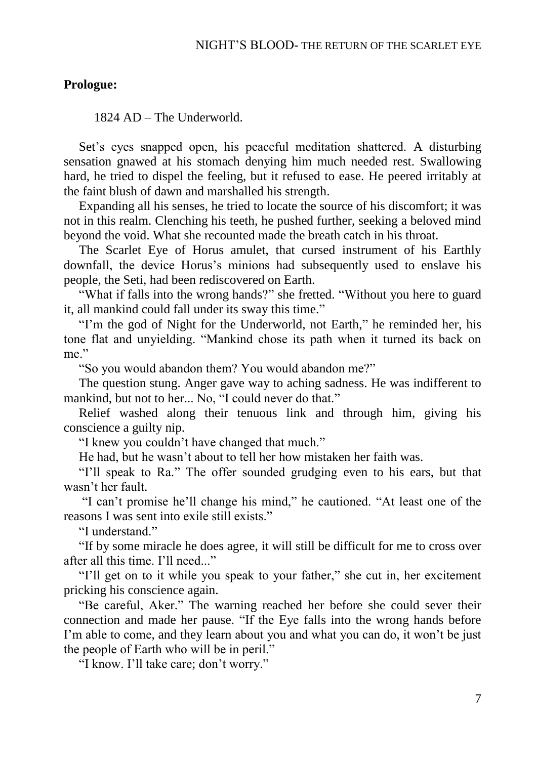**Prologue:**

1824 AD – The Underworld.

Set's eyes snapped open, his peaceful meditation shattered. A disturbing sensation gnawed at his stomach denying him much needed rest. Swallowing hard, he tried to dispel the feeling, but it refused to ease. He peered irritably at the faint blush of dawn and marshalled his strength.

Expanding all his senses, he tried to locate the source of his discomfort; it was not in this realm. Clenching his teeth, he pushed further, seeking a beloved mind beyond the void. What she recounted made the breath catch in his throat.

The Scarlet Eye of Horus amulet, that cursed instrument of his Earthly downfall, the device Horus's minions had subsequently used to enslave his people, the Seti, had been rediscovered on Earth.

"What if falls into the wrong hands?" she fretted. "Without you here to guard it, all mankind could fall under its sway this time."

"I'm the god of Night for the Underworld, not Earth," he reminded her, his tone flat and unyielding. "Mankind chose its path when it turned its back on me."

"So you would abandon them? You would abandon me?"

The question stung. Anger gave way to aching sadness. He was indifferent to mankind, but not to her... No, "I could never do that."

Relief washed along their tenuous link and through him, giving his conscience a guilty nip.

"I knew you couldn't have changed that much."

He had, but he wasn't about to tell her how mistaken her faith was.

"I'll speak to Ra." The offer sounded grudging even to his ears, but that wasn't her fault.

"I can't promise he'll change his mind," he cautioned. "At least one of the reasons I was sent into exile still exists."

"I understand."

"If by some miracle he does agree, it will still be difficult for me to cross over after all this time. I'll need..."

"I'll get on to it while you speak to your father," she cut in, her excitement pricking his conscience again.

"Be careful, Aker." The warning reached her before she could sever their connection and made her pause. "If the Eye falls into the wrong hands before I'm able to come, and they learn about you and what you can do, it won't be just the people of Earth who will be in peril."

"I know. I'll take care; don't worry."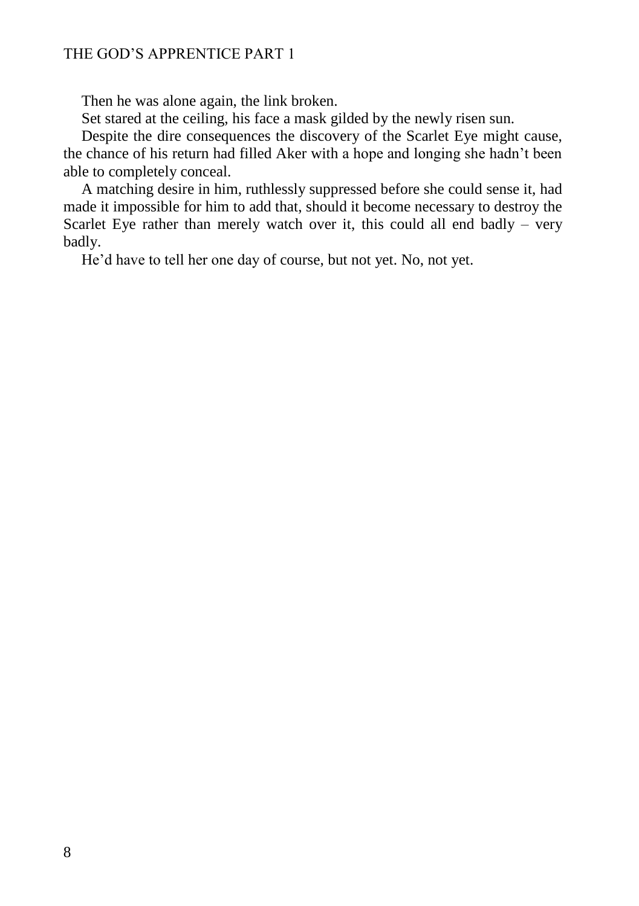Then he was alone again, the link broken.

Set stared at the ceiling, his face a mask gilded by the newly risen sun.

Despite the dire consequences the discovery of the Scarlet Eye might cause, the chance of his return had filled Aker with a hope and longing she hadn't been able to completely conceal.

A matching desire in him, ruthlessly suppressed before she could sense it, had made it impossible for him to add that, should it become necessary to destroy the Scarlet Eye rather than merely watch over it, this could all end badly – very badly.

He'd have to tell her one day of course, but not yet. No, not yet.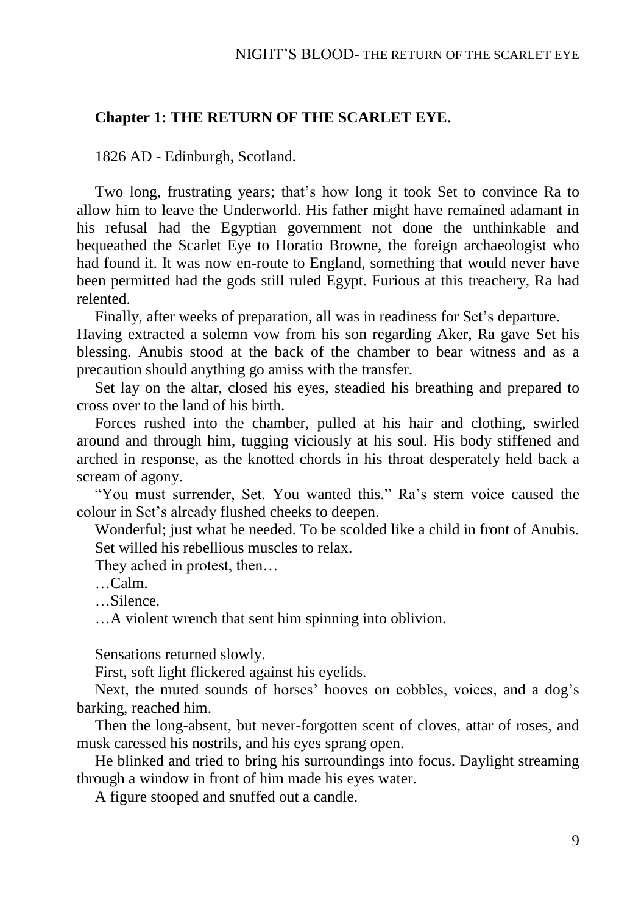## Chapter 1: THE RETURN OF THE SCARLET EYE.

1826 AD - Edinburgh, Scotland.

Two long, frustrating years; that's how long it took Set to convince Ra to allow him to leave the Underworld. His father might have remained adamant in his refusal had the Egyptian government not done the unthinkable and bequeathed the Scarlet Eye to Horatio Browne, the foreign archaeologist who had found it. It was now en-route to England, something that would never have been permitted had the gods still ruled Egypt. Furious at this treachery, Ra had relented.

Finally, after weeks of preparation, all was in readiness for Set's departure. Having extracted a solemn vow from his son regarding Aker, Ra gave Set his blessing. Anubis stood at the back of the chamber to bear witness and as a precaution should anything go amiss with the transfer.

Set lay on the altar, closed his eyes, steadied his breathing and prepared to cross over to the land of his birth.

Forces rushed into the chamber, pulled at his hair and clothing, swirled around and through him, tugging viciously at his soul. His body stiffened and arched in response, as the knotted chords in his throat desperately held back a scream of agony.

"You must surrender, Set. You wanted this." Ra's stern voice caused the colour in Set's already flushed cheeks to deepen.

Wonderful; just what he needed. To be scolded like a child in front of Anubis.

Set willed his rebellious muscles to relax.

They ached in protest, then…

…Calm.

…Silence.

…A violent wrench that sent him spinning into oblivion.

Sensations returned slowly.

First, soft light flickered against his eyelids.

Next, the muted sounds of horses' hooves on cobbles, voices, and a dog's barking, reached him.

Then the long-absent, but never-forgotten scent of cloves, attar of roses, and musk caressed his nostrils, and his eyes sprang open.

He blinked and tried to bring his surroundings into focus. Daylight streaming through a window in front of him made his eyes water.

A figure stooped and snuffed out a candle.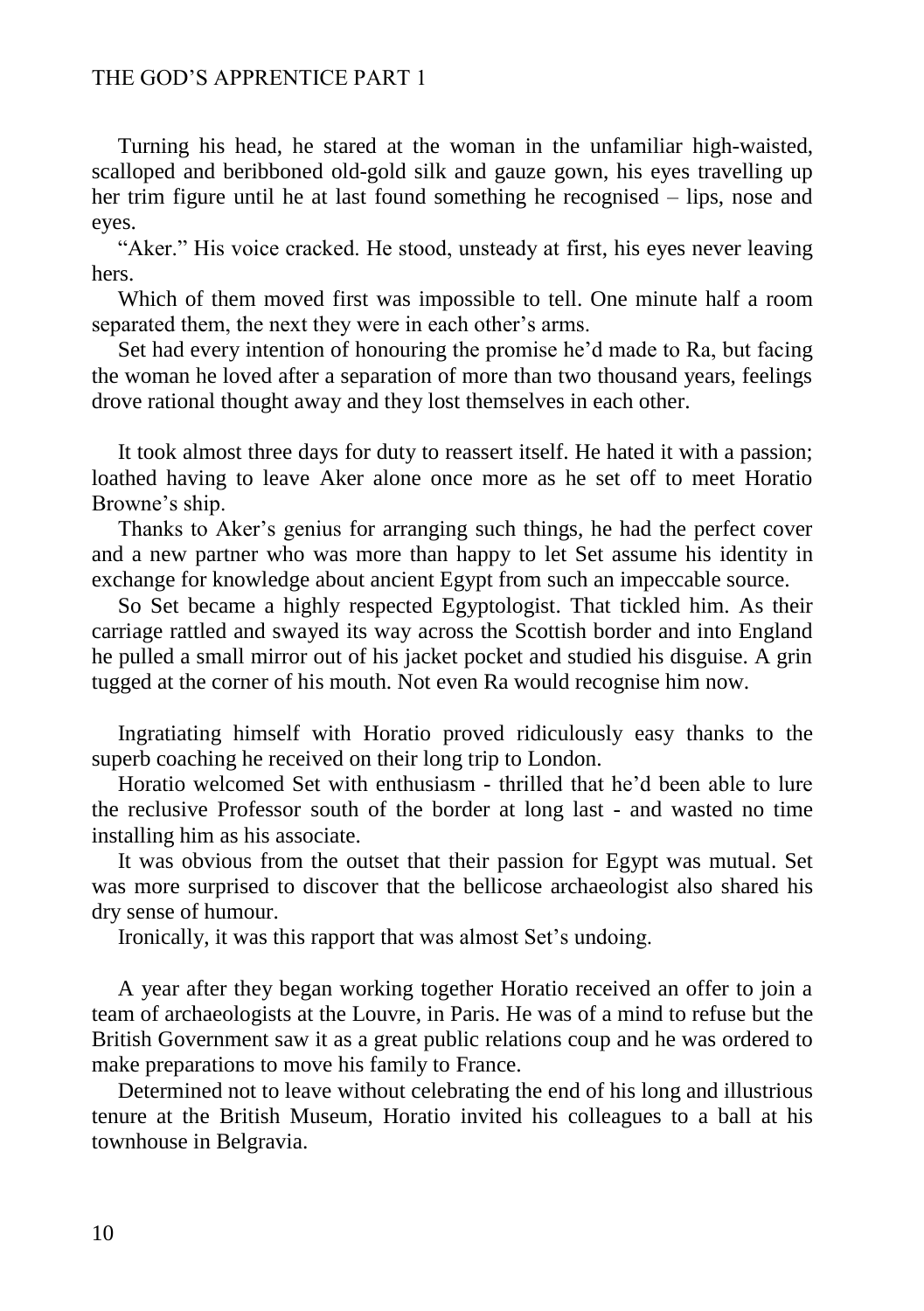Turning his head, he stared at the woman in the unfamiliar high-waisted, scalloped and beribboned old-gold silk and gauze gown, his eyes travelling up her trim figure until he at last found something he recognised – lips, nose and eyes.

"Aker." His voice cracked. He stood, unsteady at first, his eyes never leaving hers.

Which of them moved first was impossible to tell. One minute half a room separated them, the next they were in each other's arms.

Set had every intention of honouring the promise he'd made to Ra, but facing the woman he loved after a separation of more than two thousand years, feelings drove rational thought away and they lost themselves in each other.

It took almost three days for duty to reassert itself. He hated it with a passion; loathed having to leave Aker alone once more as he set off to meet Horatio Browne's ship.

Thanks to Aker's genius for arranging such things, he had the perfect cover and a new partner who was more than happy to let Set assume his identity in exchange for knowledge about ancient Egypt from such an impeccable source.

So Set became a highly respected Egyptologist. That tickled him. As their carriage rattled and swayed its way across the Scottish border and into England he pulled a small mirror out of his jacket pocket and studied his disguise. A grin tugged at the corner of his mouth. Not even Ra would recognise him now.

Ingratiating himself with Horatio proved ridiculously easy thanks to the superb coaching he received on their long trip to London.

Horatio welcomed Set with enthusiasm - thrilled that he'd been able to lure the reclusive Professor south of the border at long last - and wasted no time installing him as his associate.

It was obvious from the outset that their passion for Egypt was mutual. Set was more surprised to discover that the bellicose archaeologist also shared his dry sense of humour.

Ironically, it was this rapport that was almost Set's undoing.

A year after they began working together Horatio received an offer to join a team of archaeologists at the Louvre, in Paris. He was of a mind to refuse but the British Government saw it as a great public relations coup and he was ordered to make preparations to move his family to France.

Determined not to leave without celebrating the end of his long and illustrious tenure at the British Museum, Horatio invited his colleagues to a ball at his townhouse in Belgravia.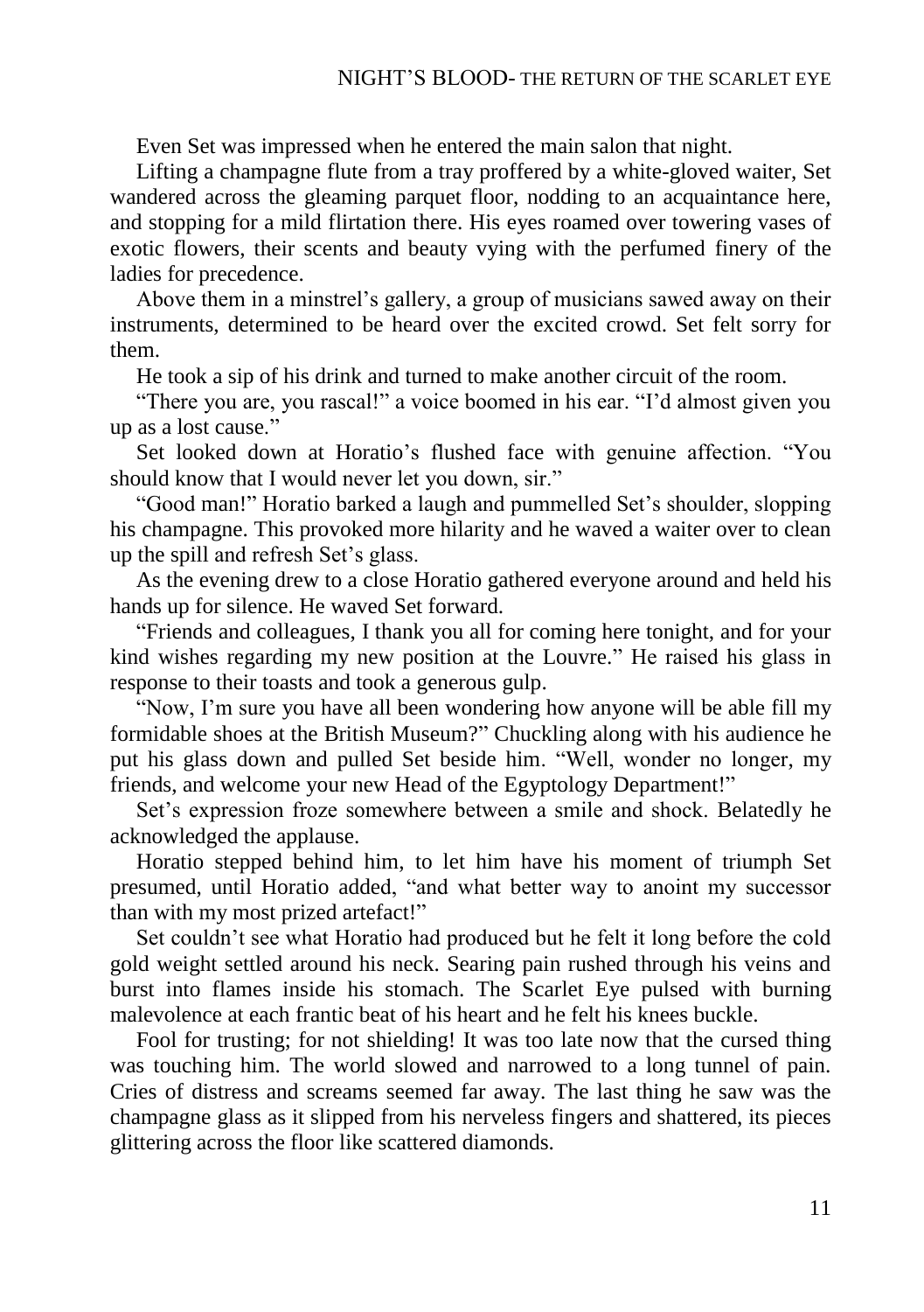Even Set was impressed when he entered the main salon that night.

Lifting a champagne flute from a tray proffered by a white-gloved waiter, Set wandered across the gleaming parquet floor, nodding to an acquaintance here, and stopping for a mild flirtation there. His eyes roamed over towering vases of exotic flowers, their scents and beauty vying with the perfumed finery of the ladies for precedence.

Above them in a minstrel's gallery, a group of musicians sawed away on their instruments, determined to be heard over the excited crowd. Set felt sorry for them.

He took a sip of his drink and turned to make another circuit of the room.

"There you are, you rascal!" a voice boomed in his ear. "I'd almost given you up as a lost cause."

Set looked down at Horatio's flushed face with genuine affection. "You should know that I would never let you down, sir."

"Good man!" Horatio barked a laugh and pummelled Set's shoulder, slopping his champagne. This provoked more hilarity and he waved a waiter over to clean up the spill and refresh Set's glass.

As the evening drew to a close Horatio gathered everyone around and held his hands up for silence. He waved Set forward.

"Friends and colleagues, I thank you all for coming here tonight, and for your kind wishes regarding my new position at the Louvre." He raised his glass in response to their toasts and took a generous gulp.

"Now, I'm sure you have all been wondering how anyone will be able fill my formidable shoes at the British Museum?" Chuckling along with his audience he put his glass down and pulled Set beside him. "Well, wonder no longer, my friends, and welcome your new Head of the Egyptology Department!"

Set's expression froze somewhere between a smile and shock. Belatedly he acknowledged the applause.

Horatio stepped behind him, to let him have his moment of triumph Set presumed, until Horatio added, "and what better way to anoint my successor than with my most prized artefact!"

Set couldn't see what Horatio had produced but he felt it long before the cold gold weight settled around his neck. Searing pain rushed through his veins and burst into flames inside his stomach. The Scarlet Eye pulsed with burning malevolence at each frantic beat of his heart and he felt his knees buckle.

Fool for trusting; for not shielding! It was too late now that the cursed thing was touching him. The world slowed and narrowed to a long tunnel of pain. Cries of distress and screams seemed far away. The last thing he saw was the champagne glass as it slipped from his nerveless fingers and shattered, its pieces glittering across the floor like scattered diamonds.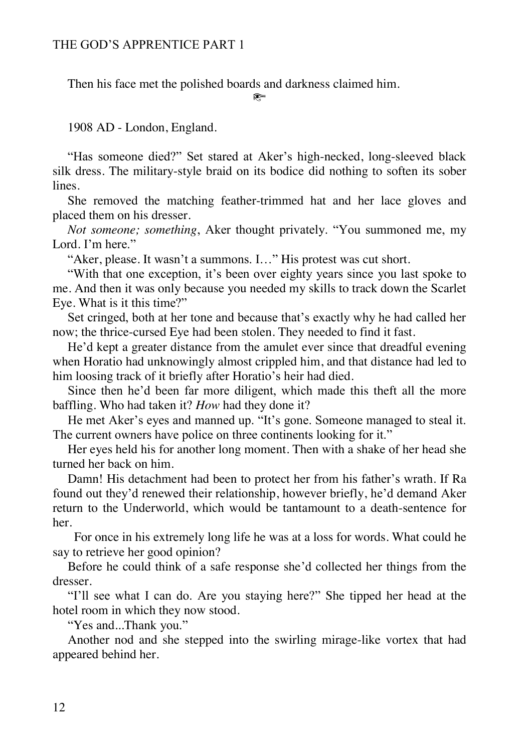Then his face met the polished boards and darkness claimed him.

𓂀

1908 AD - London, England.

"Has someone died?" Set stared at Aker's high-necked, long-sleeved black silk dress. The military-style braid on its bodice did nothing to soften its sober lines.

She removed the matching feather-trimmed hat and her lace gloves and placed them on his dresser.

*Not someone; something*, Aker thought privately. "You summoned me, my Lord. I'm here."

"Aker, please. It wasn't a summons. I…" His protest was cut short.

"With that one exception, it's been over eighty years since you last spoke to me. And then it was only because you needed my skills to track down the Scarlet Eye. What is it this time?"

Set cringed, both at her tone and because that's exactly why he had called her now; the thrice-cursed Eye had been stolen. They needed to find it fast.

He'd kept a greater distance from the amulet ever since that dreadful evening when Horatio had unknowingly almost crippled him, and that distance had led to him loosing track of it briefly after Horatio's heir had died.

Since then he'd been far more diligent, which made this theft all the more baffling. Who had taken it? *How* had they done it?

He met Aker's eyes and manned up. "It's gone. Someone managed to steal it. The current owners have police on three continents looking for it."

Her eyes held his for another long moment. Then with a shake of her head she turned her back on him.

Damn! His detachment had been to protect her from his father's wrath. If Ra found out they'd renewed their relationship, however briefly, he'd demand Aker return to the Underworld, which would be tantamount to a death-sentence for her.

For once in his extremely long life he was at a loss for words. What could he say to retrieve her good opinion?

Before he could think of a safe response she'd collected her things from the dresser.

"I'll see what I can do. Are you staying here?" She tipped her head at the hotel room in which they now stood.

"Yes and...Thank you."

Another nod and she stepped into the swirling mirage-like vortex that had appeared behind her.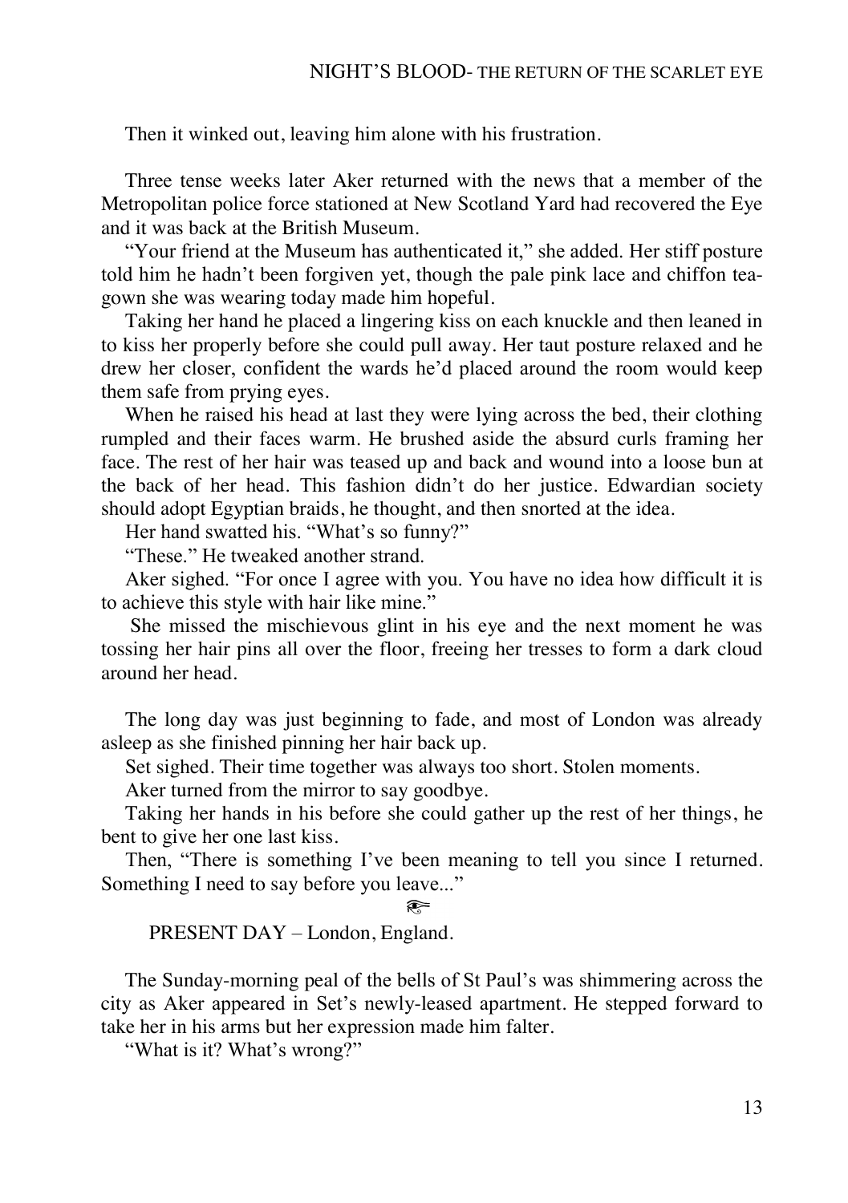Then it winked out, leaving him alone with his frustration.

Three tense weeks later Aker returned with the news that a member of the Metropolitan police force stationed at New Scotland Yard had recovered the Eye and it was back at the British Museum.

"Your friend at the Museum has authenticated it," she added. Her stiff posture told him he hadn't been forgiven yet, though the pale pink lace and chiffon tea-gown she was wearing today made him hopeful.

Taking her hand he placed a lingering kiss on each knuckle and then leaned in to kiss her properly before she could pull away. Her taut posture relaxed and he drew her closer, confident the wards he'd placed around the room would keep them safe from prying eyes.

When he raised his head at last they were lying across the bed, their clothing rumpled and their faces warm. He brushed aside the absurd curls framing her face. The rest of her hair was teased up and back and wound into a loose bun at the back of her head. This fashion didn't do her justice. Edwardian society should adopt Egyptian braids, he thought, and then snorted at the idea.

Her hand swatted his. "What's so funny?"

"These." He tweaked another strand.

Aker sighed. "For once I agree with you. You have no idea how difficult it is to achieve this style with hair like mine."

She missed the mischievous glint in his eye and the next moment he was tossing her hair pins all over the floor, freeing her tresses to form a dark cloud around her head.

The long day was just beginning to fade, and most of London was already asleep as she finished pinning her hair back up.

Set sighed. Their time together was always too short. Stolen moments.

Aker turned from the mirror to say goodbye.

Taking her hands in his before she could gather up the rest of her things, he bent to give her one last kiss.

Then, "There is something I've been meaning to tell you since I returned. Something I need to say before you leave..."

𓂀

PRESENT DAY – London, England.

The Sunday-morning peal of the bells of St Paul's was shimmering across the city as Aker appeared in Set's newly-leased apartment. He stepped forward to take her in his arms but her expression made him falter.

"What is it? What's wrong?"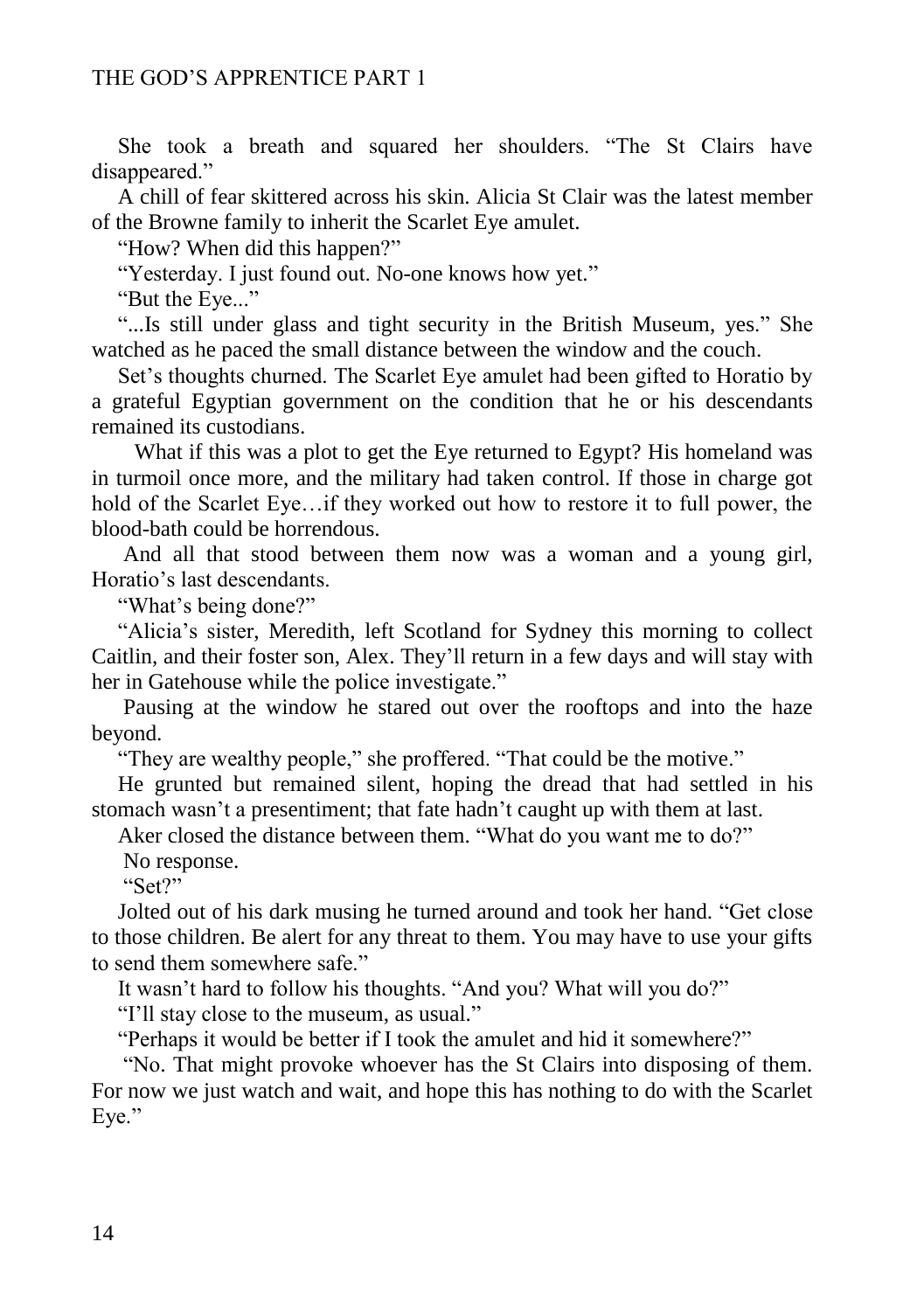She took a breath and squared her shoulders. "The St Clairs have disappeared."

A chill of fear skittered across his skin. Alicia St Clair was the latest member of the Browne family to inherit the Scarlet Eye amulet.

"How? When did this happen?"

"Yesterday. I just found out. No-one knows how yet."

"But the Eye..."

"...Is still under glass and tight security in the British Museum, yes." She watched as he paced the small distance between the window and the couch.

Set's thoughts churned. The Scarlet Eye amulet had been gifted to Horatio by a grateful Egyptian government on the condition that he or his descendants remained its custodians.

What if this was a plot to get the Eye returned to Egypt? His homeland was in turmoil once more, and the military had taken control. If those in charge got hold of the Scarlet Eye…if they worked out how to restore it to full power, the blood-bath could be horrendous.

And all that stood between them now was a woman and a young girl, Horatio's last descendants.

"What's being done?"

"Alicia's sister, Meredith, left Scotland for Sydney this morning to collect Caitlin, and their foster son, Alex. They'll return in a few days and will stay with her in Gatehouse while the police investigate."

Pausing at the window he stared out over the rooftops and into the haze beyond.

"They are wealthy people," she proffered. "That could be the motive."

He grunted but remained silent, hoping the dread that had settled in his stomach wasn't a presentiment; that fate hadn't caught up with them at last.

Aker closed the distance between them. "What do you want me to do?"

No response.

"Set?"

Jolted out of his dark musing he turned around and took her hand. "Get close to those children. Be alert for any threat to them. You may have to use your gifts to send them somewhere safe."

It wasn't hard to follow his thoughts. "And you? What will you do?"

"I'll stay close to the museum, as usual."

"Perhaps it would be better if I took the amulet and hid it somewhere?"

"No. That might provoke whoever has the St Clairs into disposing of them. For now we just watch and wait, and hope this has nothing to do with the Scarlet Eye."